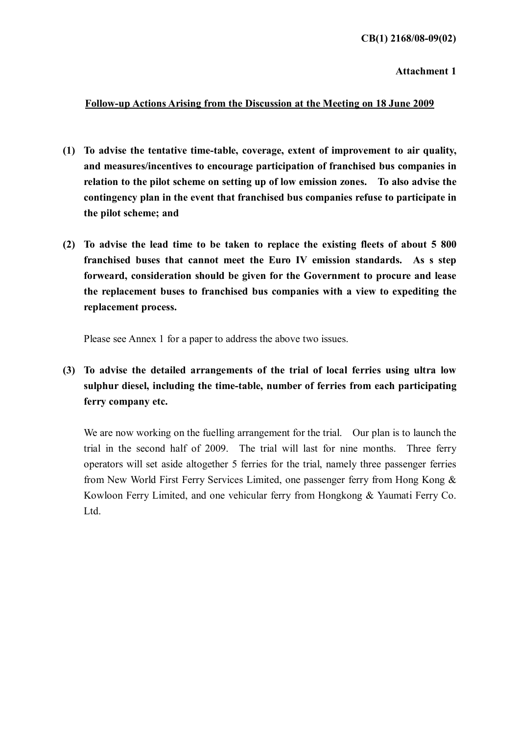**CB(1) 2168/08-09(02)**

**Attachment 1**

**<u>Follow-up Actions Arising from the Discussion at the Meeting on 18 June 2009</u>**

**(1) To advise the tentative time-table, coverage, extent of improvement to air quality, and measures/incentives to encourage participation of franchised bus companies in relation to the pilot scheme on setting up of low emission zones. To also advise the contingency plan in the event that franchised bus companies refuse to participate in the pilot scheme; and**

**(2) To advise the lead time to be taken to replace the existing fleets of about 5 800 franchised buses that cannot meet the Euro IV emission standards. As s step forweard, consideration should be given for the Government to procure and lease the replacement buses to franchised bus companies with a view to expediting the replacement process.**

Please see Annex 1 for a paper to address the above two issues.

**(3) To advise the detailed arrangements of the trial of local ferries using ultra low sulphur diesel, including the time-table, number of ferries from each participating ferry company etc.**

We are now working on the fuelling arrangement for the trial. Our plan is to launch the trial in the second half of 2009. The trial will last for nine months. Three ferry operators will set aside altogether 5 ferries for the trial, namely three passenger ferries from New World First Ferry Services Limited, one passenger ferry from Hong Kong & Kowloon Ferry Limited, and one vehicular ferry from Hongkong & Yaumati Ferry Co. Ltd.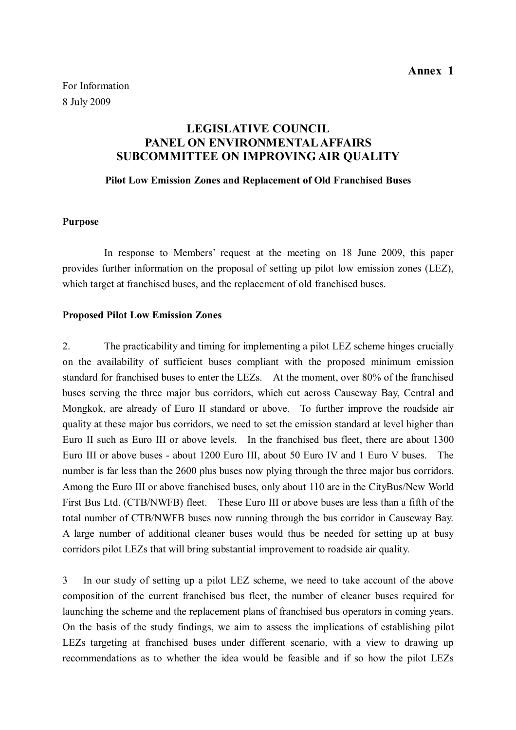**Annex 1**

For Information
8 July 2009

# LEGISLATIVE COUNCIL
# PANEL ON ENVIRONMENTAL AFFAIRS
# SUBCOMMITTEE ON IMPROVING AIR QUALITY

### Pilot Low Emission Zones and Replacement of Old Franchised Buses

**Purpose**

In response to Members' request at the meeting on 18 June 2009, this paper provides further information on the proposal of setting up pilot low emission zones (LEZ), which target at franchised buses, and the replacement of old franchised buses.

**Proposed Pilot Low Emission Zones**

2. The practicability and timing for implementing a pilot LEZ scheme hinges crucially on the availability of sufficient buses compliant with the proposed minimum emission standard for franchised buses to enter the LEZs. At the moment, over 80% of the franchised buses serving the three major bus corridors, which cut across Causeway Bay, Central and Mongkok, are already of Euro II standard or above. To further improve the roadside air quality at these major bus corridors, we need to set the emission standard at level higher than Euro II such as Euro III or above levels. In the franchised bus fleet, there are about 1300 Euro III or above buses - about 1200 Euro III, about 50 Euro IV and 1 Euro V buses. The number is far less than the 2600 plus buses now plying through the three major bus corridors. Among the Euro III or above franchised buses, only about 110 are in the CityBus/New World First Bus Ltd. (CTB/NWFB) fleet. These Euro III or above buses are less than a fifth of the total number of CTB/NWFB buses now running through the bus corridor in Causeway Bay. A large number of additional cleaner buses would thus be needed for setting up at busy corridors pilot LEZs that will bring substantial improvement to roadside air quality.

3 In our study of setting up a pilot LEZ scheme, we need to take account of the above composition of the current franchised bus fleet, the number of cleaner buses required for launching the scheme and the replacement plans of franchised bus operators in coming years. On the basis of the study findings, we aim to assess the implications of establishing pilot LEZs targeting at franchised buses under different scenario, with a view to drawing up recommendations as to whether the idea would be feasible and if so how the pilot LEZs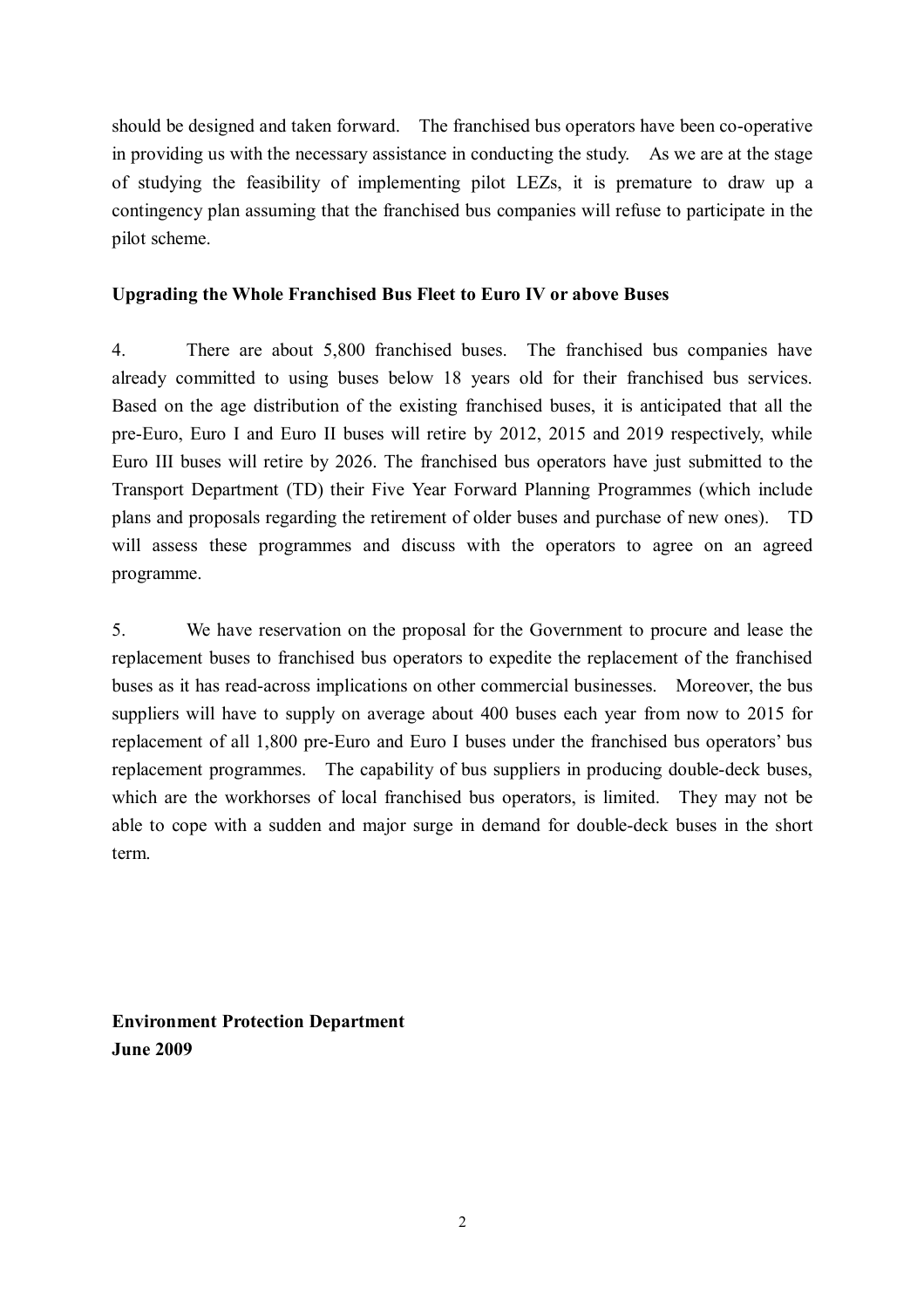should be designed and taken forward. The franchised bus operators have been co-operative in providing us with the necessary assistance in conducting the study. As we are at the stage of studying the feasibility of implementing pilot LEZs, it is premature to draw up a contingency plan assuming that the franchised bus companies will refuse to participate in the pilot scheme.

**Upgrading the Whole Franchised Bus Fleet to Euro IV or above Buses**

4. There are about 5,800 franchised buses. The franchised bus companies have already committed to using buses below 18 years old for their franchised bus services. Based on the age distribution of the existing franchised buses, it is anticipated that all the pre-Euro, Euro I and Euro II buses will retire by 2012, 2015 and 2019 respectively, while Euro III buses will retire by 2026. The franchised bus operators have just submitted to the Transport Department (TD) their Five Year Forward Planning Programmes (which include plans and proposals regarding the retirement of older buses and purchase of new ones). TD will assess these programmes and discuss with the operators to agree on an agreed programme.

5. We have reservation on the proposal for the Government to procure and lease the replacement buses to franchised bus operators to expedite the replacement of the franchised buses as it has read-across implications on other commercial businesses. Moreover, the bus suppliers will have to supply on average about 400 buses each year from now to 2015 for replacement of all 1,800 pre-Euro and Euro I buses under the franchised bus operators' bus replacement programmes. The capability of bus suppliers in producing double-deck buses, which are the workhorses of local franchised bus operators, is limited. They may not be able to cope with a sudden and major surge in demand for double-deck buses in the short term.

**Environment Protection Department**
**June 2009**